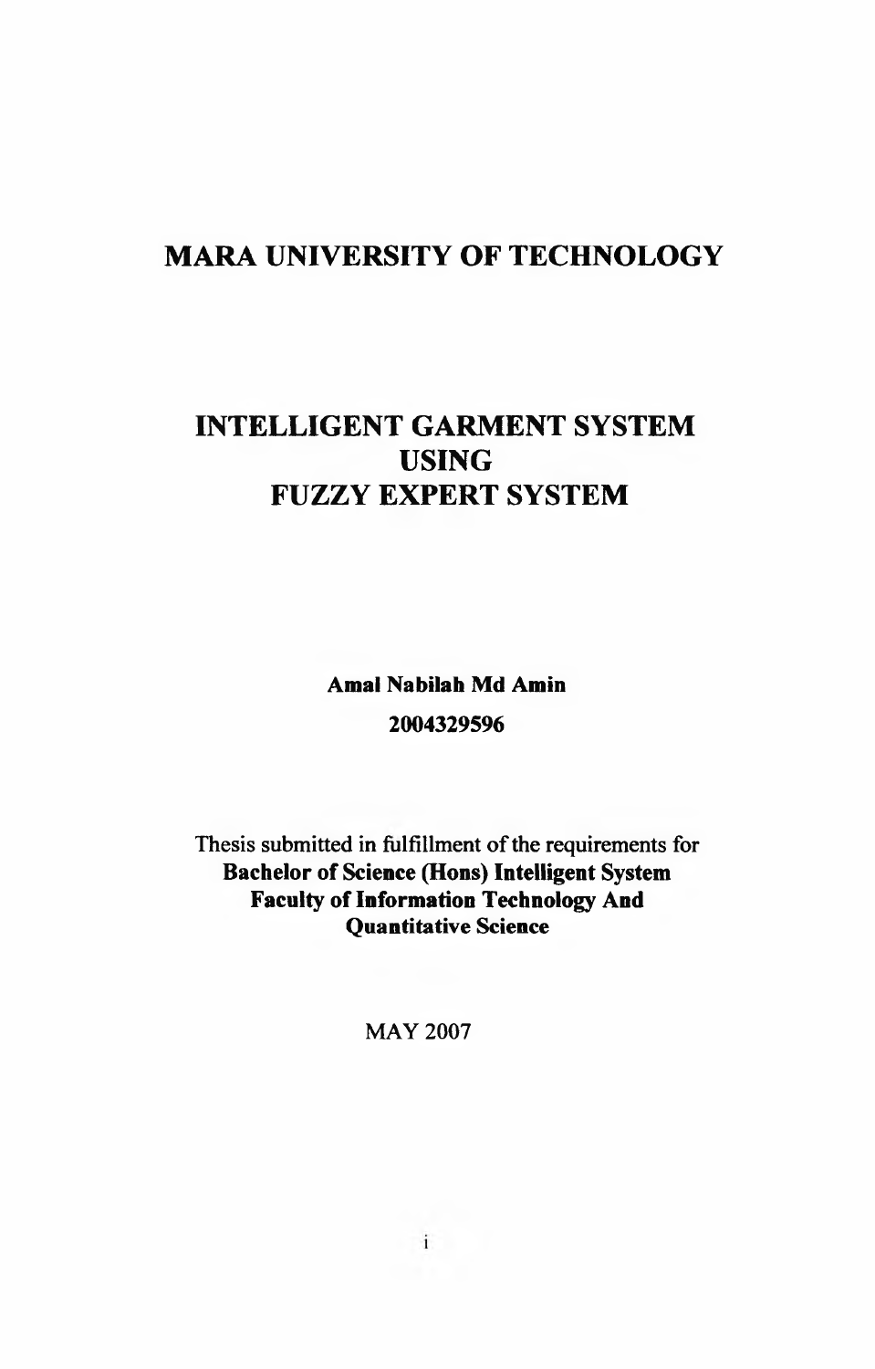# MARA UNIVERSITY OF TECHNOLOGY

# INTELLIGENT GARMENT SYSTEM USING FUZZY EXPERT SYSTEM

**Amal Nabilah Md Amin**

**2004329596**

Thesis submitted in fulfillment of the requirements for
**Bachelor of Science (Hons) Intelligent System**
**Faculty of Information Technology And Quantitative Science**

MAY 2007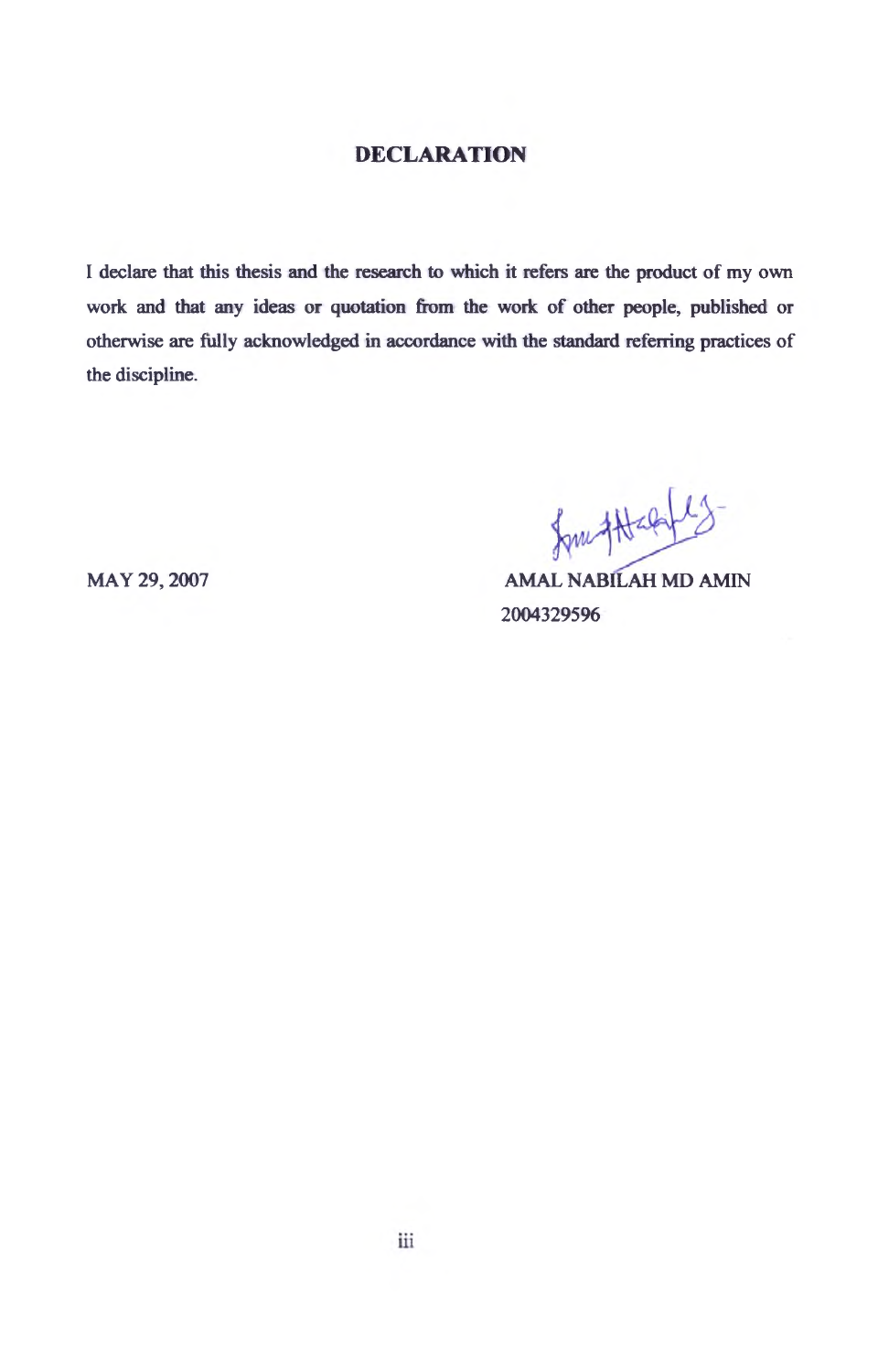# DECLARATION

I declare that this thesis and the research to which it refers are the product of my own work and that any ideas or quotation from the work of other people, published or otherwise are fully acknowledged in accordance with the standard referring practices of the discipline.

MAY 29, 2007

AMAL NABILAH MD AMIN
2004329596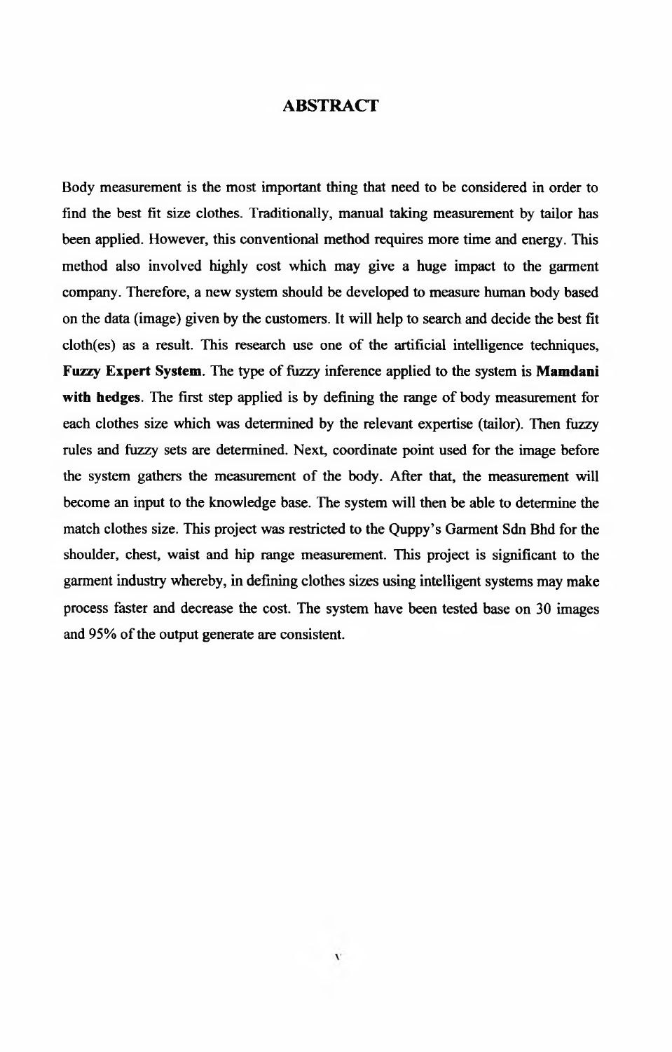# ABSTRACT

Body measurement is the most important thing that need to be considered in order to find the best fit size clothes. Traditionally, manual taking measurement by tailor has been applied. However, this conventional method requires more time and energy. This method also involved highly cost which may give a huge impact to the garment company. Therefore, a new system should be developed to measure human body based on the data (image) given by the customers. It will help to search and decide the best fit cloth(es) as a result. This research use one of the artificial intelligence techniques, **Fuzzy Expert System**. The type of fuzzy inference applied to the system **is Mamdani with hedges**. The first step applied is by defining the range of body measurement for each clothes size which was determined by the relevant expertise (tailor). Then fuzzy rules and fuzzy sets are determined. Next, coordinate point used for the image before the system gathers the measurement of the body. After that, the measurement will become an input to the knowledge base. The system will then be able to determine the match clothes size. This project was restricted to the Quppy's Garment Sdn Bhd for the shoulder, chest, waist and hip range measurement. This project is significant to the garment industry whereby, in defining clothes sizes using intelligent systems may make process faster and decrease the cost. The system have been tested base on 30 images and 95% of the output generate are consistent.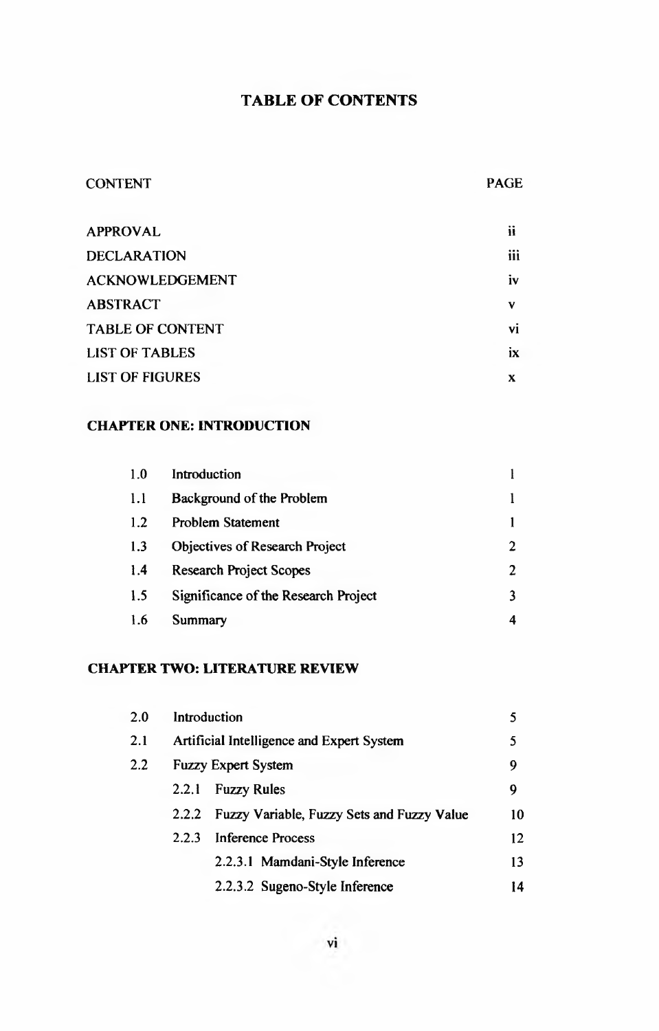# TABLE OF CONTENTS

| CONTENT | | PAGE |
|---|---|---|
| APPROVAL | | ii |
| DECLARATION | | iii |
| ACKNOWLEDGEMENT | | iv |
| ABSTRACT | | v |
| TABLE OF CONTENT | | vi |
| LIST OF TABLES | | ix |
| LIST OF FIGURES | | x |

**CHAPTER ONE: INTRODUCTION**

| | | |
|---|---|---|
| 1.0 | Introduction | 1 |
| 1.1 | Background of the Problem | 1 |
| 1.2 | Problem Statement | 1 |
| 1.3 | Objectives of Research Project | 2 |
| 1.4 | Research Project Scopes | 2 |
| 1.5 | Significance of the Research Project | 3 |
| 1.6 | Summary | 4 |

**CHAPTER TWO: LITERATURE REVIEW**

| | | |
|---|---|---|
| 2.0 | Introduction | 5 |
| 2.1 | Artificial Intelligence and Expert System | 5 |
| 2.2 | Fuzzy Expert System | 9 |
| | 2.2.1 Fuzzy Rules | 9 |
| | 2.2.2 Fuzzy Variable, Fuzzy Sets and Fuzzy Value | 10 |
| | 2.2.3 Inference Process | 12 |
| | 2.2.3.1 Mamdani-Style Inference | 13 |
| | 2.2.3.2 Sugeno-Style Inference | 14 |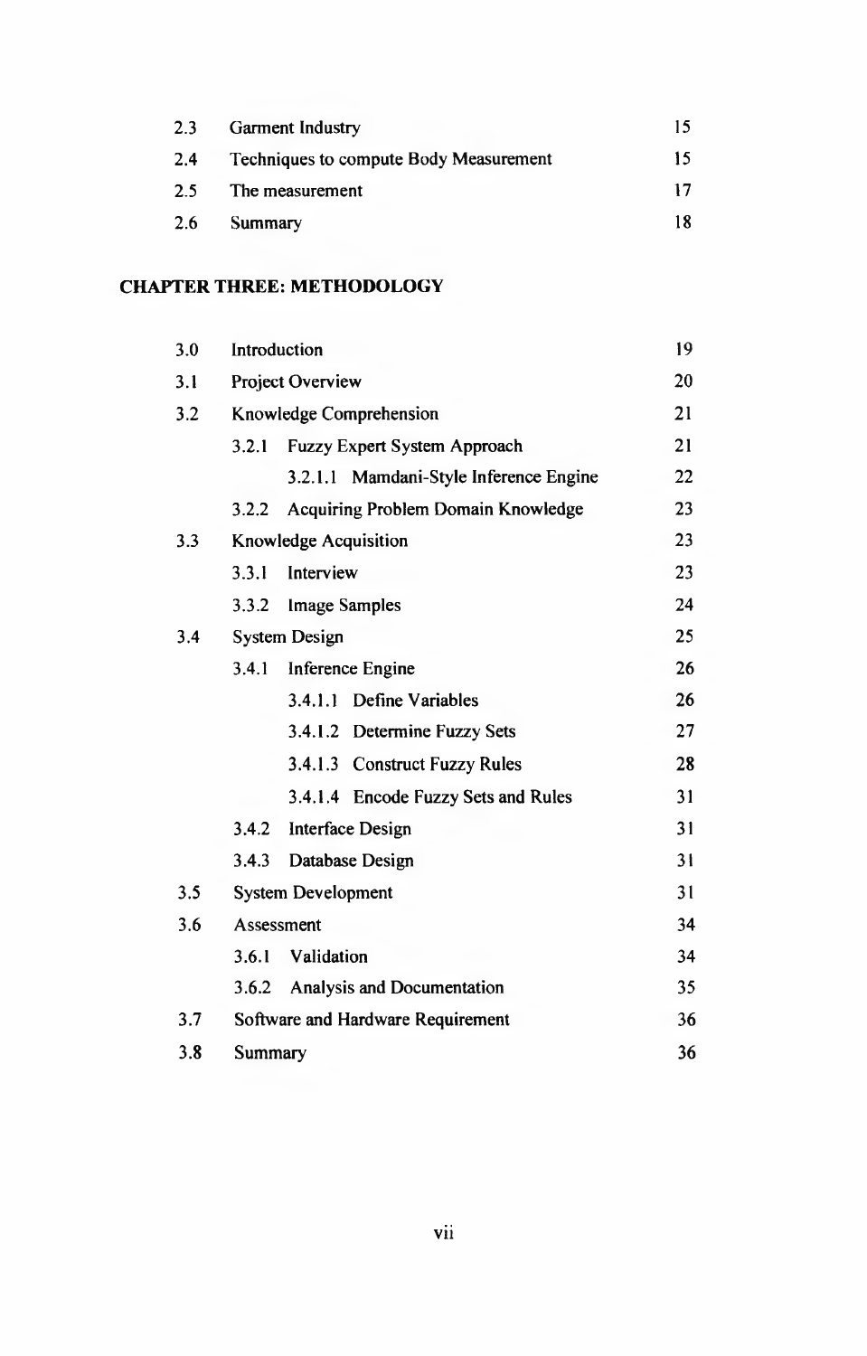| | | |
|---|---|---|
| 2.3 | Garment Industry | 15 |
| 2.4 | Techniques to compute Body Measurement | 15 |
| 2.5 | The measurement | 17 |
| 2.6 | Summary | 18 |

**CHAPTER THREE: METHODOLOGY**

| | | |
|---|---|---|
| 3.0 | Introduction | 19 |
| 3.1 | Project Overview | 20 |
| 3.2 | Knowledge Comprehension | 21 |
| | 3.2.1 Fuzzy Expert System Approach | 21 |
| | 3.2.1.1 Mamdani-Style Inference Engine | 22 |
| | 3.2.2 Acquiring Problem Domain Knowledge | 23 |
| 3.3 | Knowledge Acquisition | 23 |
| | 3.3.1 Interview | 23 |
| | 3.3.2 Image Samples | 24 |
| 3.4 | System Design | 25 |
| | 3.4.1 Inference Engine | 26 |
| | 3.4.1.1 Define Variables | 26 |
| | 3.4.1.2 Determine Fuzzy Sets | 27 |
| | 3.4.1.3 Construct Fuzzy Rules | 28 |
| | 3.4.1.4 Encode Fuzzy Sets and Rules | 31 |
| | 3.4.2 Interface Design | 31 |
| | 3.4.3 Database Design | 31 |
| 3.5 | System Development | 31 |
| 3.6 | Assessment | 34 |
| | 3.6.1 Validation | 34 |
| | 3.6.2 Analysis and Documentation | 35 |
| 3.7 | Software and Hardware Requirement | 36 |
| 3.8 | Summary | 36 |